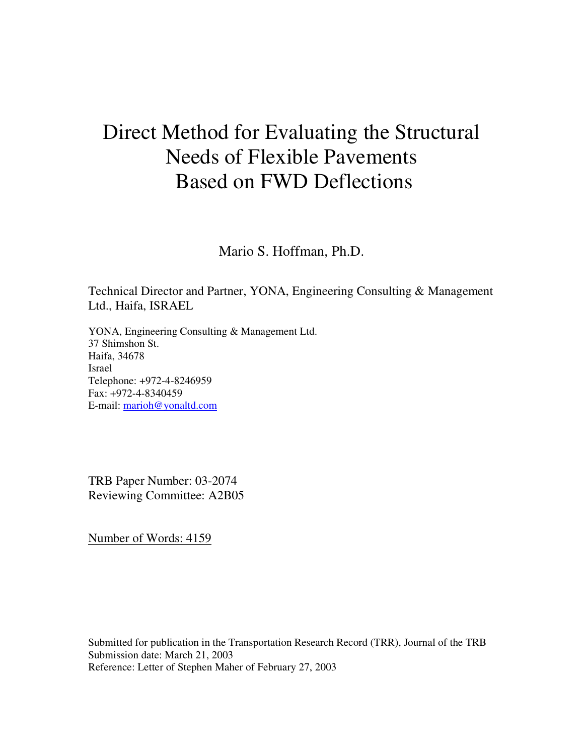# Direct Method for Evaluating the Structural Needs of Flexible Pavements Based on FWD Deflections

Mario S. Hoffman, Ph.D.

Technical Director and Partner, YONA, Engineering Consulting & Management Ltd., Haifa, ISRAEL

YONA, Engineering Consulting & Management Ltd.
37 Shimshon St.
Haifa, 34678
Israel
Telephone: +972-4-8246959
Fax: +972-4-8340459
E-mail: marioh@yonaltd.com

TRB Paper Number: 03-2074
Reviewing Committee: A2B05

Number of Words: 4159

Submitted for publication in the Transportation Research Record (TRR), Journal of the TRB
Submission date: March 21, 2003
Reference: Letter of Stephen Maher of February 27, 2003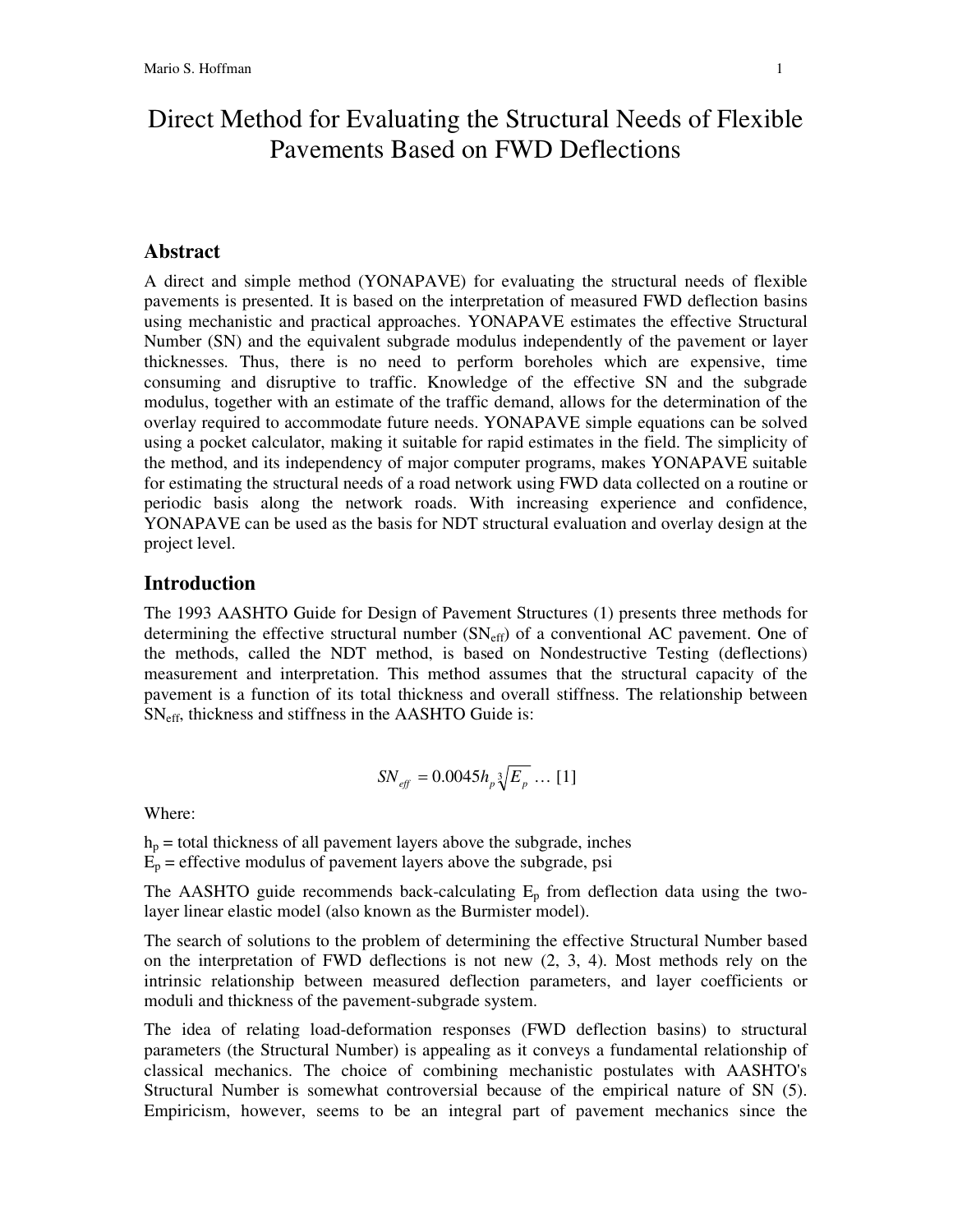# Direct Method for Evaluating the Structural Needs of Flexible Pavements Based on FWD Deflections

## Abstract

A direct and simple method (YONAPAVE) for evaluating the structural needs of flexible pavements is presented. It is based on the interpretation of measured FWD deflection basins using mechanistic and practical approaches. YONAPAVE estimates the effective Structural Number (SN) and the equivalent subgrade modulus independently of the pavement or layer thicknesses. Thus, there is no need to perform boreholes which are expensive, time consuming and disruptive to traffic. Knowledge of the effective SN and the subgrade modulus, together with an estimate of the traffic demand, allows for the determination of the overlay required to accommodate future needs. YONAPAVE simple equations can be solved using a pocket calculator, making it suitable for rapid estimates in the field. The simplicity of the method, and its independency of major computer programs, makes YONAPAVE suitable for estimating the structural needs of a road network using FWD data collected on a routine or periodic basis along the network roads. With increasing experience and confidence, YONAPAVE can be used as the basis for NDT structural evaluation and overlay design at the project level.

## Introduction

The 1993 AASHTO Guide for Design of Pavement Structures (1) presents three methods for determining the effective structural number ($SN_{eff}$) of a conventional AC pavement. One of the methods, called the NDT method, is based on Nondestructive Testing (deflections) measurement and interpretation. This method assumes that the structural capacity of the pavement is a function of its total thickness and overall stiffness. The relationship between $SN_{eff}$, thickness and stiffness in the AASHTO Guide is:

$$SN_{eff} = 0.0045 h_p \sqrt[3]{E_p} \ \ldots \ [1]$$

Where:

$h_p$ = total thickness of all pavement layers above the subgrade, inches
$E_p$ = effective modulus of pavement layers above the subgrade, psi

The AASHTO guide recommends back-calculating $E_p$ from deflection data using the two-layer linear elastic model (also known as the Burmister model).

The search of solutions to the problem of determining the effective Structural Number based on the interpretation of FWD deflections is not new (2, 3, 4). Most methods rely on the intrinsic relationship between measured deflection parameters, and layer coefficients or moduli and thickness of the pavement-subgrade system.

The idea of relating load-deformation responses (FWD deflection basins) to structural parameters (the Structural Number) is appealing as it conveys a fundamental relationship of classical mechanics. The choice of combining mechanistic postulates with AASHTO's Structural Number is somewhat controversial because of the empirical nature of SN (5). Empiricism, however, seems to be an integral part of pavement mechanics since the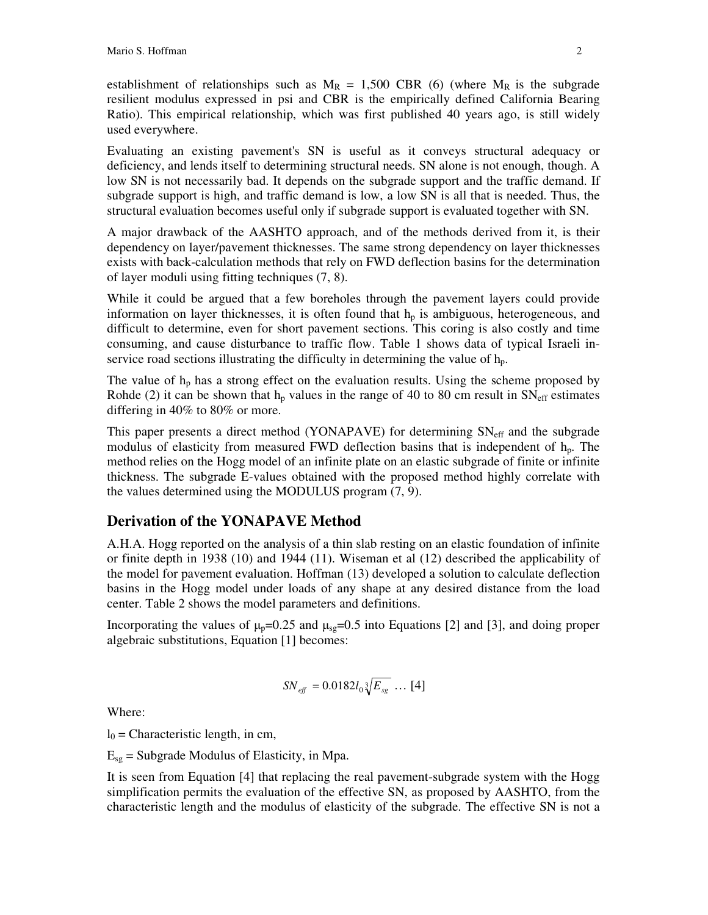establishment of relationships such as $M_R$ = 1,500 CBR (6) (where $M_R$ is the subgrade resilient modulus expressed in psi and CBR is the empirically defined California Bearing Ratio). This empirical relationship, which was first published 40 years ago, is still widely used everywhere.

Evaluating an existing pavement's SN is useful as it conveys structural adequacy or deficiency, and lends itself to determining structural needs. SN alone is not enough, though. A low SN is not necessarily bad. It depends on the subgrade support and the traffic demand. If subgrade support is high, and traffic demand is low, a low SN is all that is needed. Thus, the structural evaluation becomes useful only if subgrade support is evaluated together with SN.

A major drawback of the AASHTO approach, and of the methods derived from it, is their dependency on layer/pavement thicknesses. The same strong dependency on layer thicknesses exists with back-calculation methods that rely on FWD deflection basins for the determination of layer moduli using fitting techniques (7, 8).

While it could be argued that a few boreholes through the pavement layers could provide information on layer thicknesses, it is often found that $h_p$ is ambiguous, heterogeneous, and difficult to determine, even for short pavement sections. This coring is also costly and time consuming, and cause disturbance to traffic flow. Table 1 shows data of typical Israeli in-service road sections illustrating the difficulty in determining the value of $h_p$.

The value of $h_p$ has a strong effect on the evaluation results. Using the scheme proposed by Rohde (2) it can be shown that $h_p$ values in the range of 40 to 80 cm result in $SN_{eff}$ estimates differing in 40% to 80% or more.

This paper presents a direct method (YONAPAVE) for determining $SN_{eff}$ and the subgrade modulus of elasticity from measured FWD deflection basins that is independent of $h_p$. The method relies on the Hogg model of an infinite plate on an elastic subgrade of finite or infinite thickness. The subgrade E-values obtained with the proposed method highly correlate with the values determined using the MODULUS program (7, 9).

## Derivation of the YONAPAVE Method

A.H.A. Hogg reported on the analysis of a thin slab resting on an elastic foundation of infinite or finite depth in 1938 (10) and 1944 (11). Wiseman et al (12) described the applicability of the model for pavement evaluation. Hoffman (13) developed a solution to calculate deflection basins in the Hogg model under loads of any shape at any desired distance from the load center. Table 2 shows the model parameters and definitions.

Incorporating the values of $\mu_p$=0.25 and $\mu_{sg}$=0.5 into Equations [2] and [3], and doing proper algebraic substitutions, Equation [1] becomes:

$$SN_{eff} = 0.0182 l_0 \sqrt[3]{E_{sg}} \;\ldots\; [4]$$

Where:

$l_0$ = Characteristic length, in cm,

$E_{sg}$ = Subgrade Modulus of Elasticity, in Mpa.

It is seen from Equation [4] that replacing the real pavement-subgrade system with the Hogg simplification permits the evaluation of the effective SN, as proposed by AASHTO, from the characteristic length and the modulus of elasticity of the subgrade. The effective SN is not a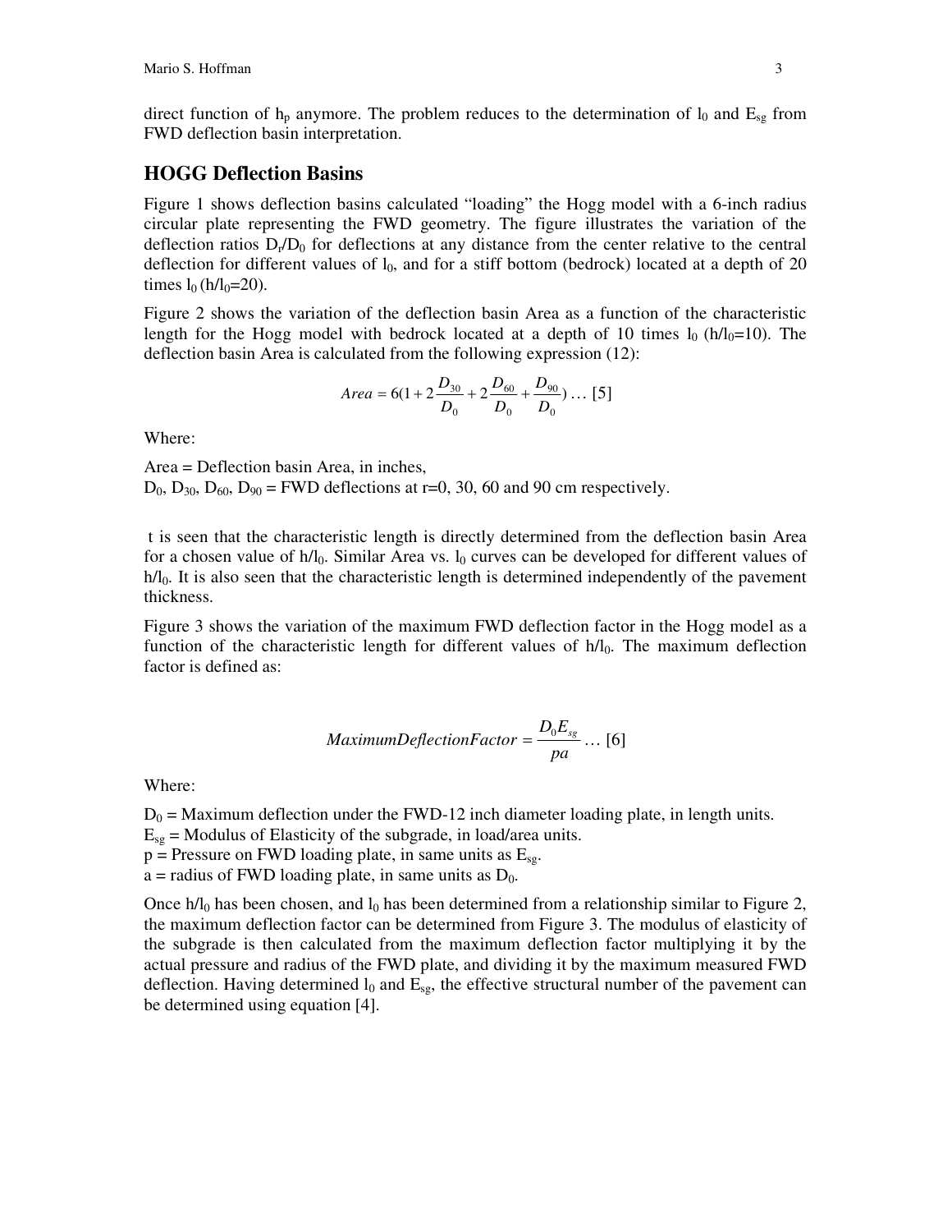direct function of $h_p$ anymore. The problem reduces to the determination of $l_0$ and $E_{sg}$ from FWD deflection basin interpretation.

## HOGG Deflection Basins

Figure 1 shows deflection basins calculated "loading" the Hogg model with a 6-inch radius circular plate representing the FWD geometry. The figure illustrates the variation of the deflection ratios $D_r/D_0$ for deflections at any distance from the center relative to the central deflection for different values of $l_0$, and for a stiff bottom (bedrock) located at a depth of 20 times $l_0$ ($h/l_0$=20).

Figure 2 shows the variation of the deflection basin Area as a function of the characteristic length for the Hogg model with bedrock located at a depth of 10 times $l_0$ ($h/l_0$=10). The deflection basin Area is calculated from the following expression (12):

$$Area = 6(1 + 2\frac{D_{30}}{D_0} + 2\frac{D_{60}}{D_0} + \frac{D_{90}}{D_0}) \ldots [5]$$

Where:

Area = Deflection basin Area, in inches,
$D_0$, $D_{30}$, $D_{60}$, $D_{90}$ = FWD deflections at r=0, 30, 60 and 90 cm respectively.

t is seen that the characteristic length is directly determined from the deflection basin Area for a chosen value of $h/l_0$. Similar Area vs. $l_0$ curves can be developed for different values of $h/l_0$. It is also seen that the characteristic length is determined independently of the pavement thickness.

Figure 3 shows the variation of the maximum FWD deflection factor in the Hogg model as a function of the characteristic length for different values of $h/l_0$. The maximum deflection factor is defined as:

$$MaximumDeflectionFactor = \frac{D_0 E_{sg}}{pa} \ldots [6]$$

Where:

$D_0$ = Maximum deflection under the FWD-12 inch diameter loading plate, in length units.
$E_{sg}$ = Modulus of Elasticity of the subgrade, in load/area units.
p = Pressure on FWD loading plate, in same units as $E_{sg}$.
a = radius of FWD loading plate, in same units as $D_0$.

Once $h/l_0$ has been chosen, and $l_0$ has been determined from a relationship similar to Figure 2, the maximum deflection factor can be determined from Figure 3. The modulus of elasticity of the subgrade is then calculated from the maximum deflection factor multiplying it by the actual pressure and radius of the FWD plate, and dividing it by the maximum measured FWD deflection. Having determined $l_0$ and $E_{sg}$, the effective structural number of the pavement can be determined using equation [4].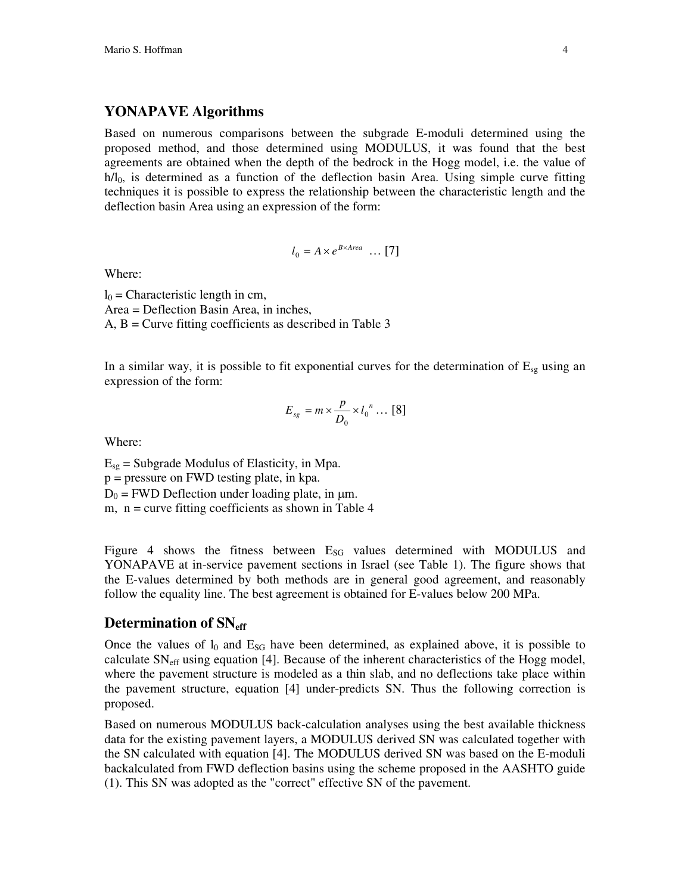## YONAPAVE Algorithms

Based on numerous comparisons between the subgrade E-moduli determined using the proposed method, and those determined using MODULUS, it was found that the best agreements are obtained when the depth of the bedrock in the Hogg model, i.e. the value of $h/l_0$, is determined as a function of the deflection basin Area. Using simple curve fitting techniques it is possible to express the relationship between the characteristic length and the deflection basin Area using an expression of the form:

$$l_0 = A \times e^{B \times Area} \quad \ldots [7]$$

Where:

$l_0$ = Characteristic length in cm,
Area = Deflection Basin Area, in inches,
A, B = Curve fitting coefficients as described in Table 3

In a similar way, it is possible to fit exponential curves for the determination of $E_{sg}$ using an expression of the form:

$$E_{sg} = m \times \frac{p}{D_0} \times l_0^{\,n} \ldots [8]$$

Where:

$E_{sg}$ = Subgrade Modulus of Elasticity, in Mpa.
p = pressure on FWD testing plate, in kpa.
$D_0$ = FWD Deflection under loading plate, in μm.
m, n = curve fitting coefficients as shown in Table 4

Figure 4 shows the fitness between $E_{SG}$ values determined with MODULUS and YONAPAVE at in-service pavement sections in Israel (see Table 1). The figure shows that the E-values determined by both methods are in general good agreement, and reasonably follow the equality line. The best agreement is obtained for E-values below 200 MPa.

## Determination of $SN_{eff}$

Once the values of $l_0$ and $E_{SG}$ have been determined, as explained above, it is possible to calculate $SN_{eff}$ using equation [4]. Because of the inherent characteristics of the Hogg model, where the pavement structure is modeled as a thin slab, and no deflections take place within the pavement structure, equation [4] under-predicts SN. Thus the following correction is proposed.

Based on numerous MODULUS back-calculation analyses using the best available thickness data for the existing pavement layers, a MODULUS derived SN was calculated together with the SN calculated with equation [4]. The MODULUS derived SN was based on the E-moduli backalculated from FWD deflection basins using the scheme proposed in the AASHTO guide (1). This SN was adopted as the "correct" effective SN of the pavement.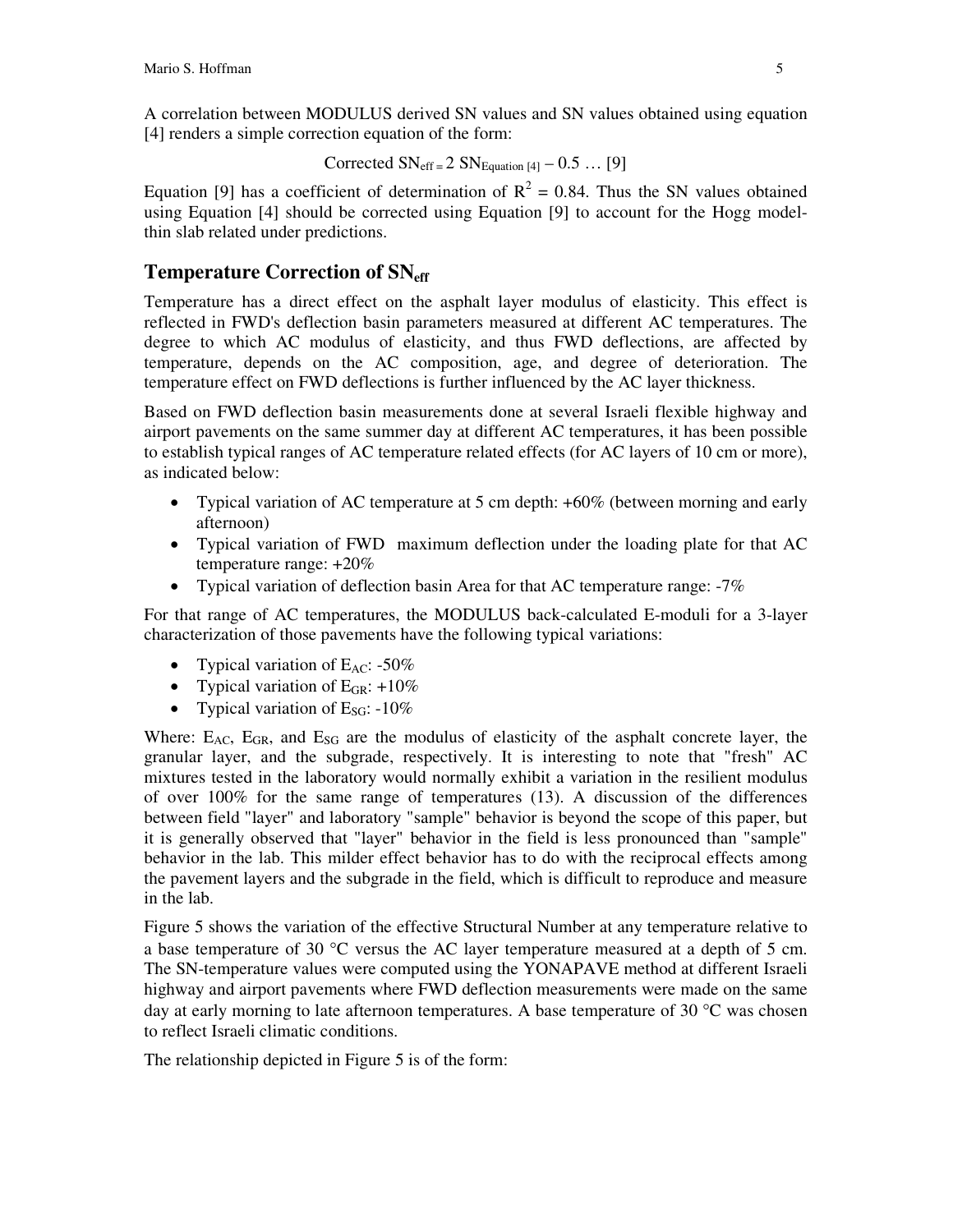A correlation between MODULUS derived SN values and SN values obtained using equation [4] renders a simple correction equation of the form:

$$\text{Corrected } SN_{eff} = 2\ SN_{Equation\ [4]} - 0.5 \quad \ldots\ [9]$$

Equation [9] has a coefficient of determination of $R^2 = 0.84$. Thus the SN values obtained using Equation [4] should be corrected using Equation [9] to account for the Hogg model-thin slab related under predictions.

## Temperature Correction of $SN_{eff}$

Temperature has a direct effect on the asphalt layer modulus of elasticity. This effect is reflected in FWD's deflection basin parameters measured at different AC temperatures. The degree to which AC modulus of elasticity, and thus FWD deflections, are affected by temperature, depends on the AC composition, age, and degree of deterioration. The temperature effect on FWD deflections is further influenced by the AC layer thickness.

Based on FWD deflection basin measurements done at several Israeli flexible highway and airport pavements on the same summer day at different AC temperatures, it has been possible to establish typical ranges of AC temperature related effects (for AC layers of 10 cm or more), as indicated below:

- Typical variation of AC temperature at 5 cm depth: +60% (between morning and early afternoon)
- Typical variation of FWD maximum deflection under the loading plate for that AC temperature range: +20%
- Typical variation of deflection basin Area for that AC temperature range: -7%

For that range of AC temperatures, the MODULUS back-calculated E-moduli for a 3-layer characterization of those pavements have the following typical variations:

- Typical variation of $E_{AC}$: -50%
- Typical variation of $E_{GR}$: +10%
- Typical variation of $E_{SG}$: -10%

Where: $E_{AC}$, $E_{GR}$, and $E_{SG}$ are the modulus of elasticity of the asphalt concrete layer, the granular layer, and the subgrade, respectively. It is interesting to note that "fresh" AC mixtures tested in the laboratory would normally exhibit a variation in the resilient modulus of over 100% for the same range of temperatures (13). A discussion of the differences between field "layer" and laboratory "sample" behavior is beyond the scope of this paper, but it is generally observed that "layer" behavior in the field is less pronounced than "sample" behavior in the lab. This milder effect behavior has to do with the reciprocal effects among the pavement layers and the subgrade in the field, which is difficult to reproduce and measure in the lab.

Figure 5 shows the variation of the effective Structural Number at any temperature relative to a base temperature of 30 °C versus the AC layer temperature measured at a depth of 5 cm. The SN-temperature values were computed using the YONAPAVE method at different Israeli highway and airport pavements where FWD deflection measurements were made on the same day at early morning to late afternoon temperatures. A base temperature of 30 °C was chosen to reflect Israeli climatic conditions.

The relationship depicted in Figure 5 is of the form: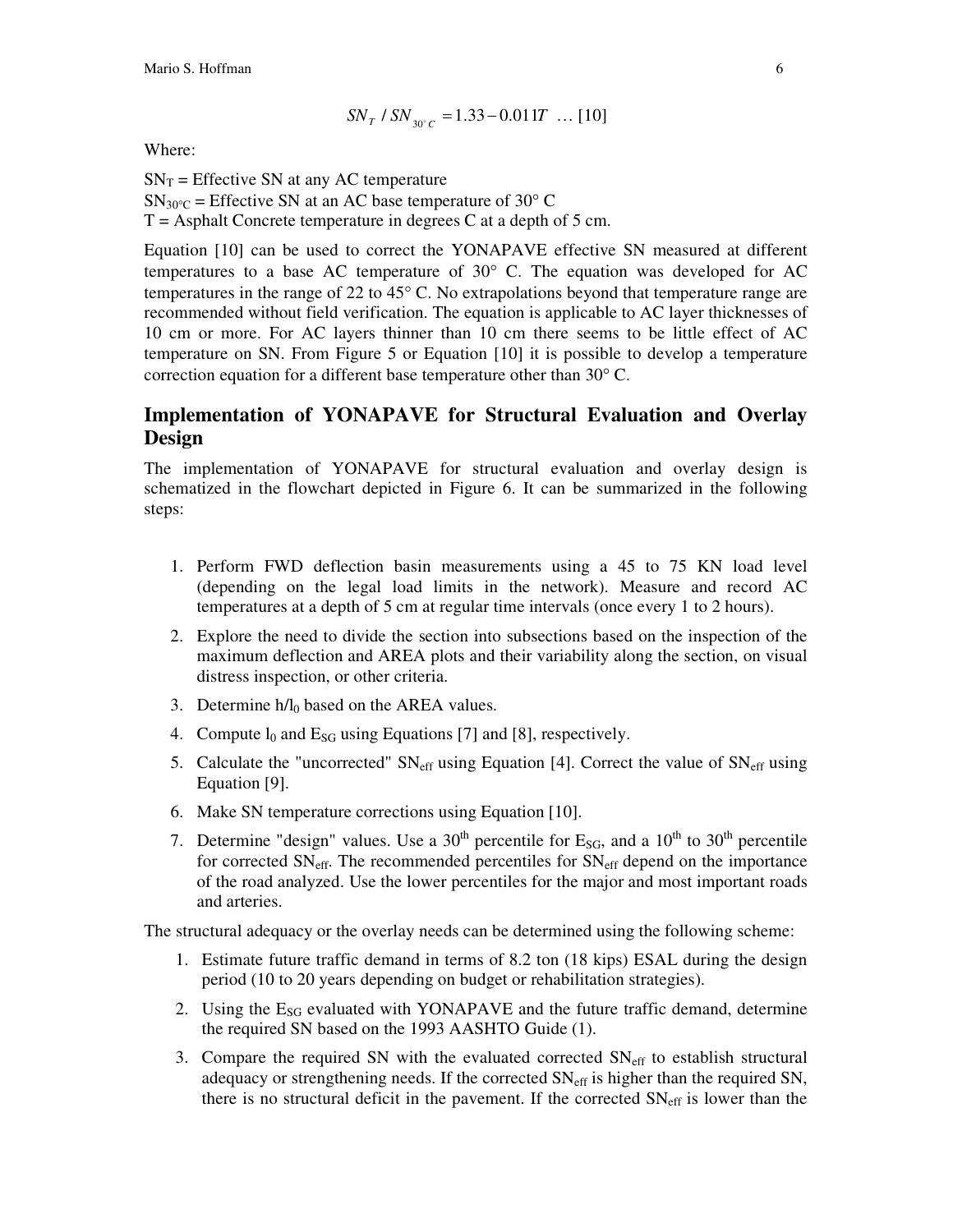$$SN_T / SN_{30^\circ C} = 1.33 - 0.011T \quad \ldots [10]$$

Where:

$SN_T$ = Effective SN at any AC temperature
$SN_{30^\circ C}$ = Effective SN at an AC base temperature of 30° C
T = Asphalt Concrete temperature in degrees C at a depth of 5 cm.

Equation [10] can be used to correct the YONAPAVE effective SN measured at different temperatures to a base AC temperature of 30° C. The equation was developed for AC temperatures in the range of 22 to 45° C. No extrapolations beyond that temperature range are recommended without field verification. The equation is applicable to AC layer thicknesses of 10 cm or more. For AC layers thinner than 10 cm there seems to be little effect of AC temperature on SN. From Figure 5 or Equation [10] it is possible to develop a temperature correction equation for a different base temperature other than 30° C.

## Implementation of YONAPAVE for Structural Evaluation and Overlay Design

The implementation of YONAPAVE for structural evaluation and overlay design is schematized in the flowchart depicted in Figure 6. It can be summarized in the following steps:

1. Perform FWD deflection basin measurements using a 45 to 75 KN load level (depending on the legal load limits in the network). Measure and record AC temperatures at a depth of 5 cm at regular time intervals (once every 1 to 2 hours).
2. Explore the need to divide the section into subsections based on the inspection of the maximum deflection and AREA plots and their variability along the section, on visual distress inspection, or other criteria.
3. Determine $h/l_0$ based on the AREA values.
4. Compute $l_0$ and $E_{SG}$ using Equations [7] and [8], respectively.
5. Calculate the "uncorrected" $SN_{eff}$ using Equation [4]. Correct the value of $SN_{eff}$ using Equation [9].
6. Make SN temperature corrections using Equation [10].
7. Determine "design" values. Use a 30th percentile for $E_{SG}$, and a 10th to 30th percentile for corrected $SN_{eff}$. The recommended percentiles for $SN_{eff}$ depend on the importance of the road analyzed. Use the lower percentiles for the major and most important roads and arteries.

The structural adequacy or the overlay needs can be determined using the following scheme:

1. Estimate future traffic demand in terms of 8.2 ton (18 kips) ESAL during the design period (10 to 20 years depending on budget or rehabilitation strategies).
2. Using the $E_{SG}$ evaluated with YONAPAVE and the future traffic demand, determine the required SN based on the 1993 AASHTO Guide (1).
3. Compare the required SN with the evaluated corrected $SN_{eff}$ to establish structural adequacy or strengthening needs. If the corrected $SN_{eff}$ is higher than the required SN, there is no structural deficit in the pavement. If the corrected $SN_{eff}$ is lower than the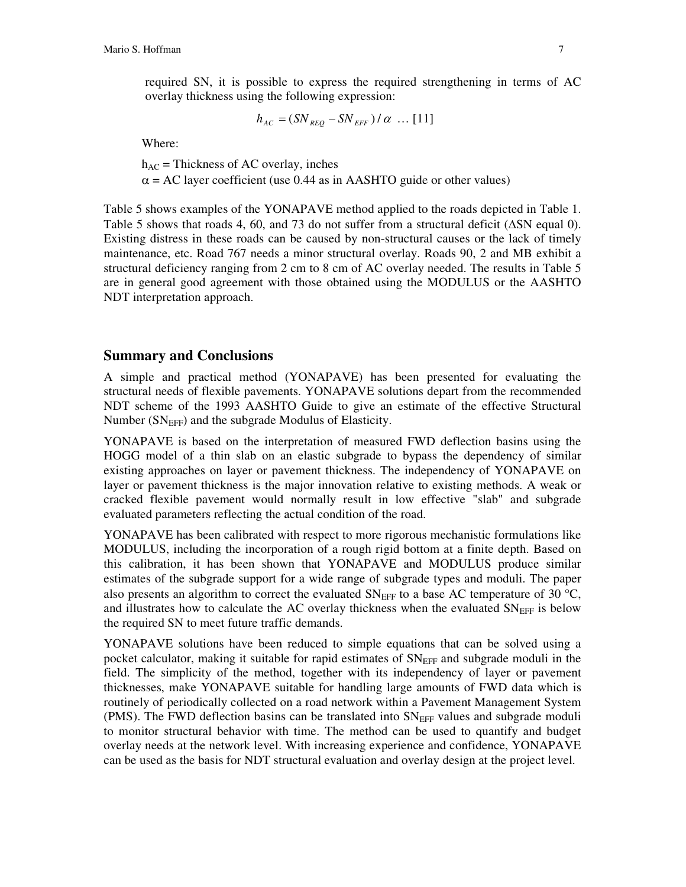required SN, it is possible to express the required strengthening in terms of AC overlay thickness using the following expression:

$$h_{AC} = (SN_{REQ} - SN_{EFF}) / \alpha \quad \ldots [11]$$

Where:

$h_{AC}$ = Thickness of AC overlay, inches
$\alpha$ = AC layer coefficient (use 0.44 as in AASHTO guide or other values)

Table 5 shows examples of the YONAPAVE method applied to the roads depicted in Table 1. Table 5 shows that roads 4, 60, and 73 do not suffer from a structural deficit ($\Delta$SN equal 0). Existing distress in these roads can be caused by non-structural causes or the lack of timely maintenance, etc. Road 767 needs a minor structural overlay. Roads 90, 2 and MB exhibit a structural deficiency ranging from 2 cm to 8 cm of AC overlay needed. The results in Table 5 are in general good agreement with those obtained using the MODULUS or the AASHTO NDT interpretation approach.

## Summary and Conclusions

A simple and practical method (YONAPAVE) has been presented for evaluating the structural needs of flexible pavements. YONAPAVE solutions depart from the recommended NDT scheme of the 1993 AASHTO Guide to give an estimate of the effective Structural Number ($SN_{EFF}$) and the subgrade Modulus of Elasticity.

YONAPAVE is based on the interpretation of measured FWD deflection basins using the HOGG model of a thin slab on an elastic subgrade to bypass the dependency of similar existing approaches on layer or pavement thickness. The independency of YONAPAVE on layer or pavement thickness is the major innovation relative to existing methods. A weak or cracked flexible pavement would normally result in low effective "slab" and subgrade evaluated parameters reflecting the actual condition of the road.

YONAPAVE has been calibrated with respect to more rigorous mechanistic formulations like MODULUS, including the incorporation of a rough rigid bottom at a finite depth. Based on this calibration, it has been shown that YONAPAVE and MODULUS produce similar estimates of the subgrade support for a wide range of subgrade types and moduli. The paper also presents an algorithm to correct the evaluated $SN_{EFF}$ to a base AC temperature of 30 °C, and illustrates how to calculate the AC overlay thickness when the evaluated $SN_{EFF}$ is below the required SN to meet future traffic demands.

YONAPAVE solutions have been reduced to simple equations that can be solved using a pocket calculator, making it suitable for rapid estimates of $SN_{EFF}$ and subgrade moduli in the field. The simplicity of the method, together with its independency of layer or pavement thicknesses, make YONAPAVE suitable for handling large amounts of FWD data which is routinely of periodically collected on a road network within a Pavement Management System (PMS). The FWD deflection basins can be translated into $SN_{EFF}$ values and subgrade moduli to monitor structural behavior with time. The method can be used to quantify and budget overlay needs at the network level. With increasing experience and confidence, YONAPAVE can be used as the basis for NDT structural evaluation and overlay design at the project level.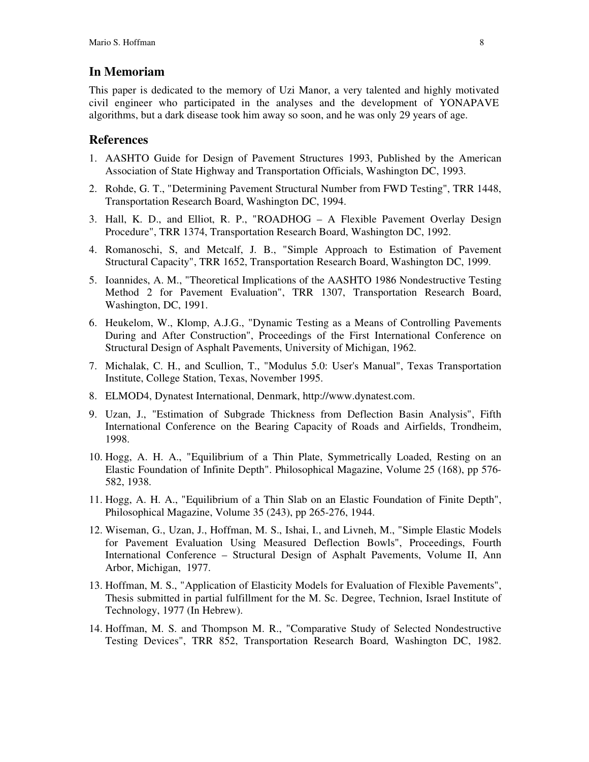## In Memoriam

This paper is dedicated to the memory of Uzi Manor, a very talented and highly motivated civil engineer who participated in the analyses and the development of YONAPAVE algorithms, but a dark disease took him away so soon, and he was only 29 years of age.

## References

1. AASHTO Guide for Design of Pavement Structures 1993, Published by the American Association of State Highway and Transportation Officials, Washington DC, 1993.
2. Rohde, G. T., "Determining Pavement Structural Number from FWD Testing", TRR 1448, Transportation Research Board, Washington DC, 1994.
3. Hall, K. D., and Elliot, R. P., "ROADHOG – A Flexible Pavement Overlay Design Procedure", TRR 1374, Transportation Research Board, Washington DC, 1992.
4. Romanoschi, S, and Metcalf, J. B., "Simple Approach to Estimation of Pavement Structural Capacity", TRR 1652, Transportation Research Board, Washington DC, 1999.
5. Ioannides, A. M., "Theoretical Implications of the AASHTO 1986 Nondestructive Testing Method 2 for Pavement Evaluation", TRR 1307, Transportation Research Board, Washington, DC, 1991.
6. Heukelom, W., Klomp, A.J.G., "Dynamic Testing as a Means of Controlling Pavements During and After Construction", Proceedings of the First International Conference on Structural Design of Asphalt Pavements, University of Michigan, 1962.
7. Michalak, C. H., and Scullion, T., "Modulus 5.0: User's Manual", Texas Transportation Institute, College Station, Texas, November 1995.
8. ELMOD4, Dynatest International, Denmark, http://www.dynatest.com.
9. Uzan, J., "Estimation of Subgrade Thickness from Deflection Basin Analysis", Fifth International Conference on the Bearing Capacity of Roads and Airfields, Trondheim, 1998.
10. Hogg, A. H. A., "Equilibrium of a Thin Plate, Symmetrically Loaded, Resting on an Elastic Foundation of Infinite Depth". Philosophical Magazine, Volume 25 (168), pp 576-582, 1938.
11. Hogg, A. H. A., "Equilibrium of a Thin Slab on an Elastic Foundation of Finite Depth", Philosophical Magazine, Volume 35 (243), pp 265-276, 1944.
12. Wiseman, G., Uzan, J., Hoffman, M. S., Ishai, I., and Livneh, M., "Simple Elastic Models for Pavement Evaluation Using Measured Deflection Bowls", Proceedings, Fourth International Conference – Structural Design of Asphalt Pavements, Volume II, Ann Arbor, Michigan, 1977.
13. Hoffman, M. S., "Application of Elasticity Models for Evaluation of Flexible Pavements", Thesis submitted in partial fulfillment for the M. Sc. Degree, Technion, Israel Institute of Technology, 1977 (In Hebrew).
14. Hoffman, M. S. and Thompson M. R., "Comparative Study of Selected Nondestructive Testing Devices", TRR 852, Transportation Research Board, Washington DC, 1982.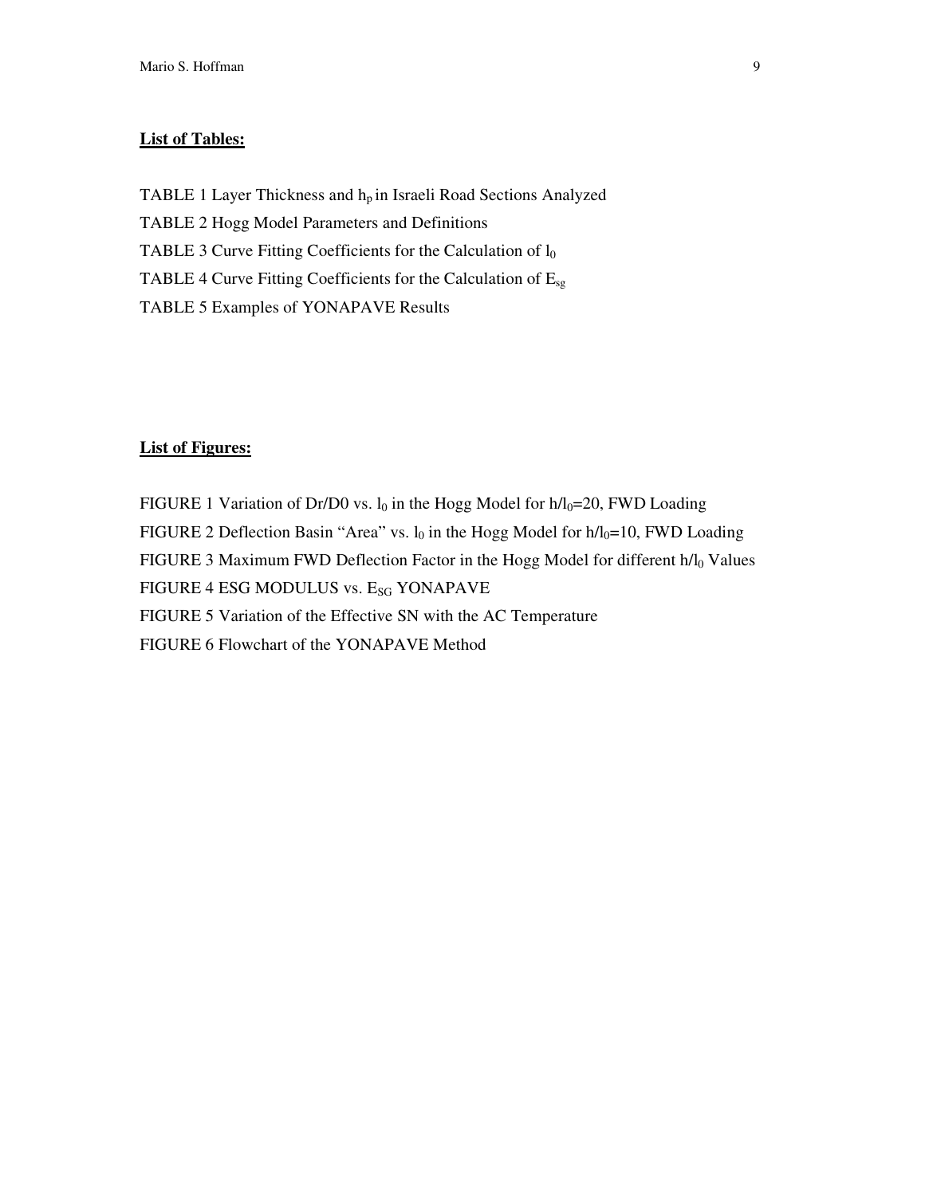**List of Tables:**

TABLE 1 Layer Thickness and $h_p$ in Israeli Road Sections Analyzed

TABLE 2 Hogg Model Parameters and Definitions

TABLE 3 Curve Fitting Coefficients for the Calculation of $l_0$

TABLE 4 Curve Fitting Coefficients for the Calculation of $E_{sg}$

TABLE 5 Examples of YONAPAVE Results

**List of Figures:**

FIGURE 1 Variation of Dr/D0 vs. $l_0$ in the Hogg Model for $h/l_0=20$, FWD Loading

FIGURE 2 Deflection Basin "Area" vs. $l_0$ in the Hogg Model for $h/l_0=10$, FWD Loading

FIGURE 3 Maximum FWD Deflection Factor in the Hogg Model for different $h/l_0$ Values

FIGURE 4 ESG MODULUS vs. $E_{SG}$ YONAPAVE

FIGURE 5 Variation of the Effective SN with the AC Temperature

FIGURE 6 Flowchart of the YONAPAVE Method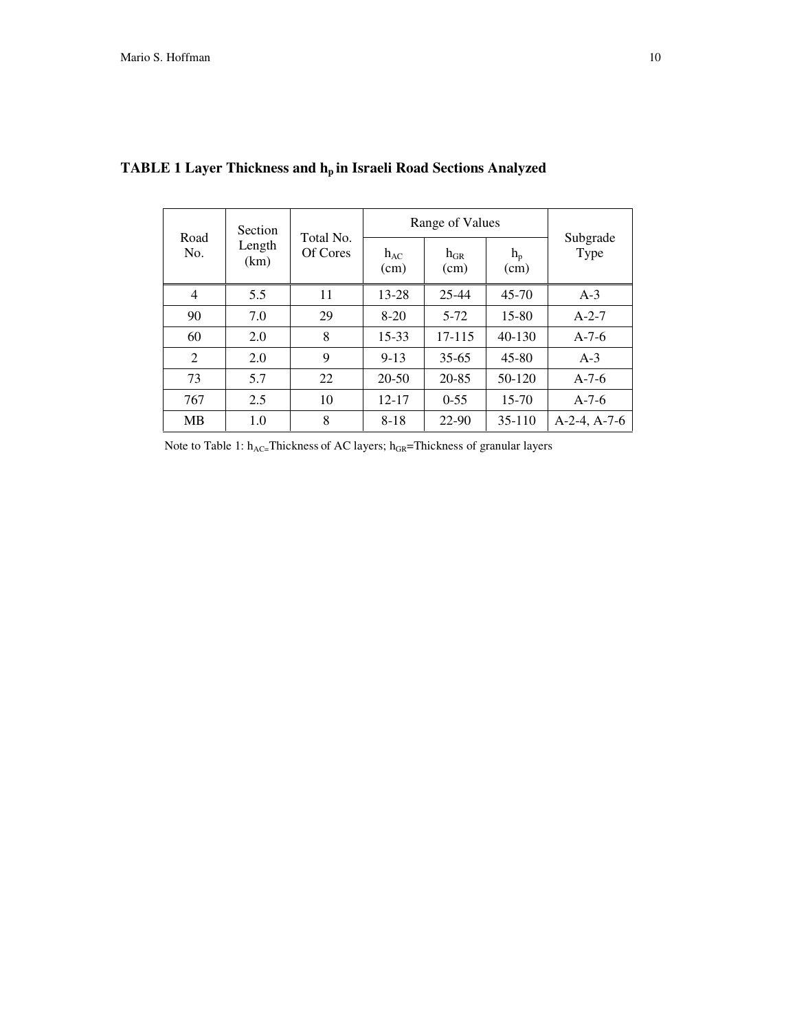**TABLE 1 Layer Thickness and $h_p$ in Israeli Road Sections Analyzed**

| Road No. | Section Length (km) | Total No. Of Cores | Range of Values | | | Subgrade Type |
|---|---|---|---|---|---|---|
| | | | $h_{AC}$ (cm) | $h_{GR}$ (cm) | $h_p$ (cm) | |
| 4 | 5.5 | 11 | 13-28 | 25-44 | 45-70 | A-3 |
| 90 | 7.0 | 29 | 8-20 | 5-72 | 15-80 | A-2-7 |
| 60 | 2.0 | 8 | 15-33 | 17-115 | 40-130 | A-7-6 |
| 2 | 2.0 | 9 | 9-13 | 35-65 | 45-80 | A-3 |
| 73 | 5.7 | 22 | 20-50 | 20-85 | 50-120 | A-7-6 |
| 767 | 2.5 | 10 | 12-17 | 0-55 | 15-70 | A-7-6 |
| MB | 1.0 | 8 | 8-18 | 22-90 | 35-110 | A-2-4, A-7-6 |

Note to Table 1: $h_{AC}$=Thickness of AC layers; $h_{GR}$=Thickness of granular layers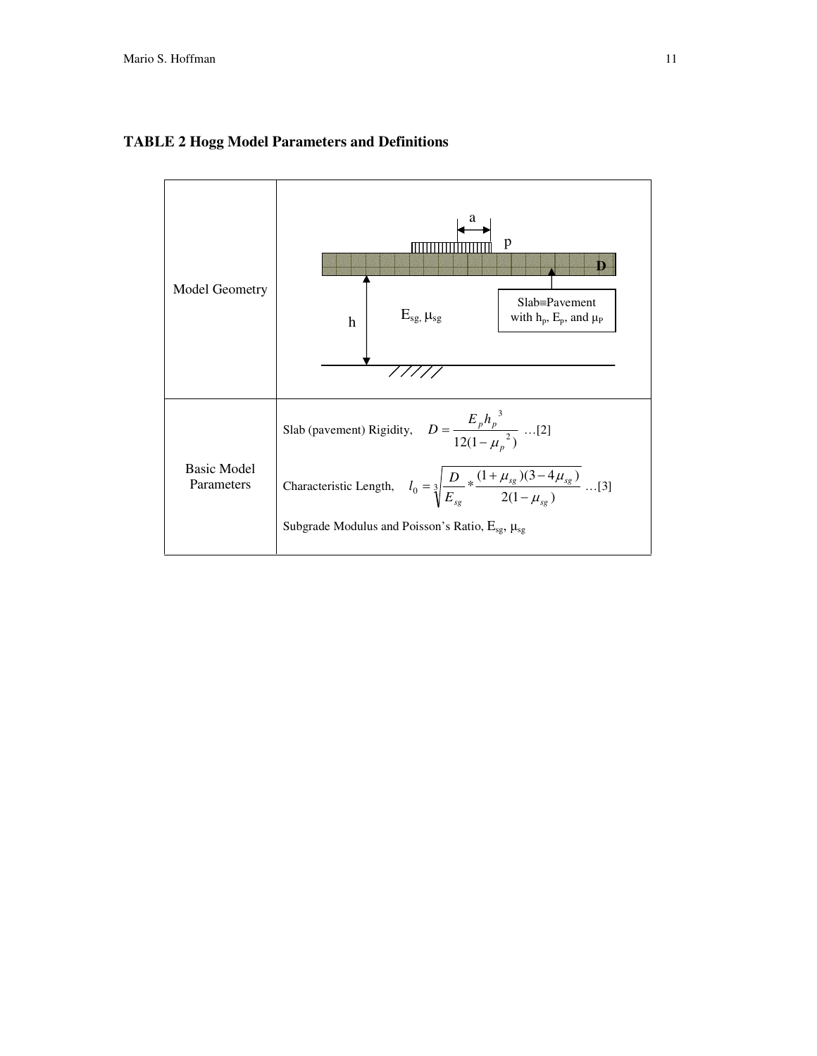**TABLE 2 Hogg Model Parameters and Definitions**

| | |
|---|---|
| Model Geometry | a, p, D; h; $E_{sg}$, $\mu_{sg}$; Slab≡Pavement with $h_p$, $E_p$, and $\mu_P$ |
| Basic Model Parameters | Slab (pavement) Rigidity, $D = \dfrac{E_p h_p^{\ 3}}{12(1-\mu_p^{\ 2})}$ …[2] <br><br> Characteristic Length, $l_0 = \sqrt[3]{\dfrac{D}{E_{sg}} * \dfrac{(1+\mu_{sg})(3-4\mu_{sg})}{2(1-\mu_{sg})}}$ …[3] <br><br> Subgrade Modulus and Poisson's Ratio, $E_{sg}$, $\mu_{sg}$ |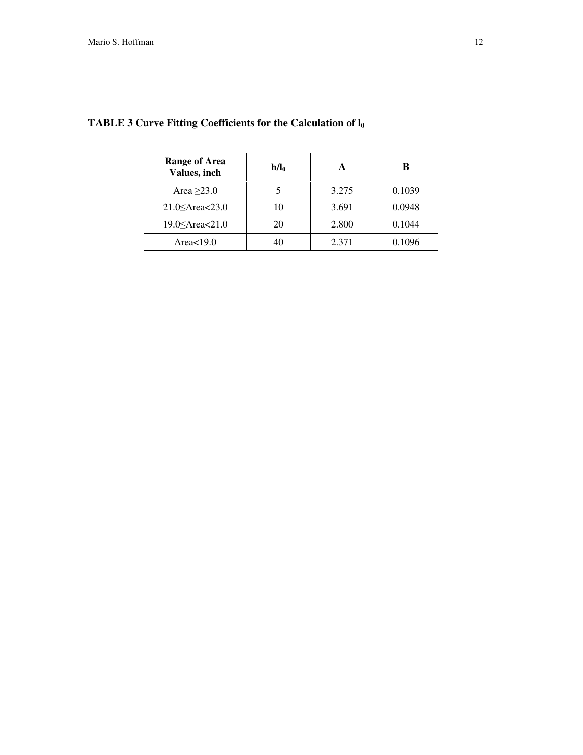**TABLE 3 Curve Fitting Coefficients for the Calculation of $l_0$**

| Range of Area Values, inch | $h/l_0$ | A | B |
|---|---|---|---|
| Area ≥23.0 | 5 | 3.275 | 0.1039 |
| 21.0≤Area<23.0 | 10 | 3.691 | 0.0948 |
| 19.0≤Area<21.0 | 20 | 2.800 | 0.1044 |
| Area<19.0 | 40 | 2.371 | 0.1096 |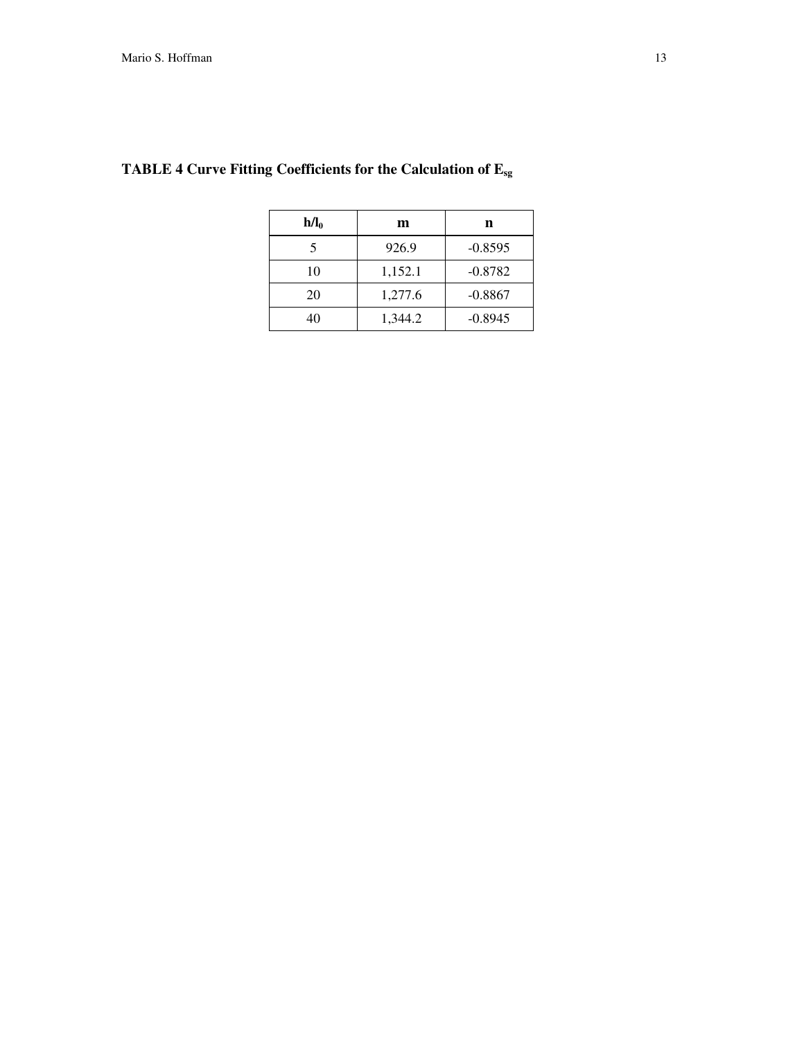**TABLE 4 Curve Fitting Coefficients for the Calculation of $E_{sg}$**

| $h/l_0$ | m | n |
|---|---|---|
| 5 | 926.9 | -0.8595 |
| 10 | 1,152.1 | -0.8782 |
| 20 | 1,277.6 | -0.8867 |
| 40 | 1,344.2 | -0.8945 |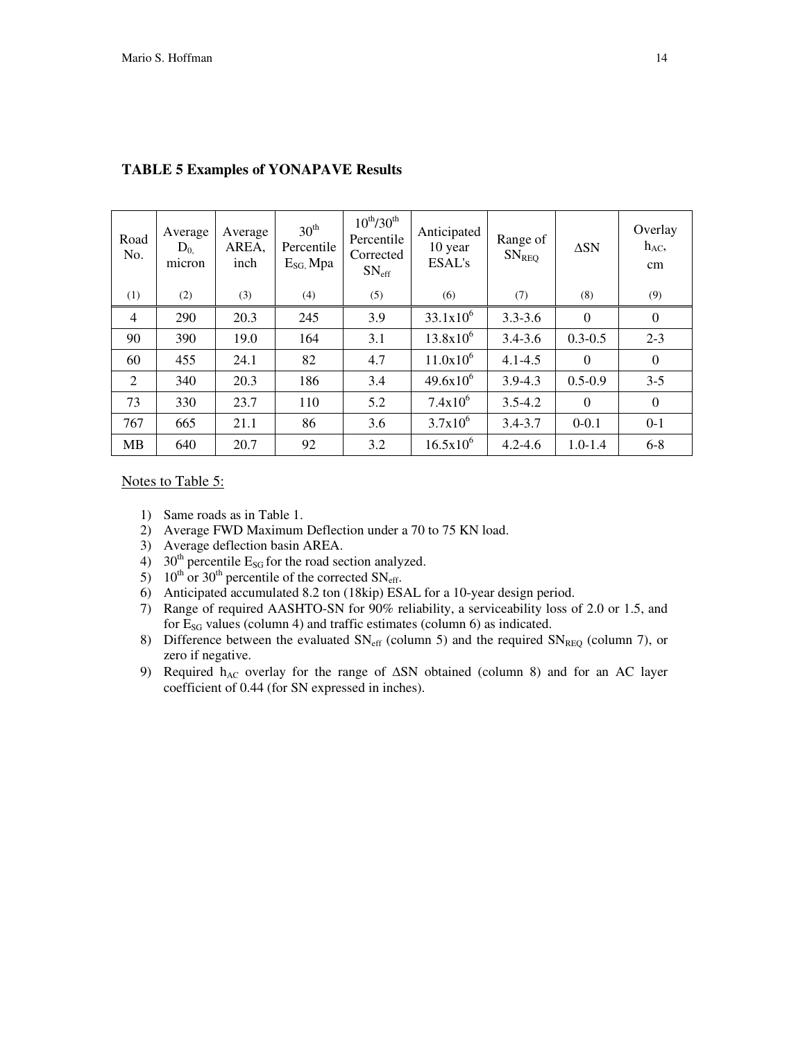**TABLE 5 Examples of YONAPAVE Results**

| Road No. | Average $D_0$, micron | Average AREA, inch | $30^{th}$ Percentile $E_{SG}$, Mpa | $10^{th}/30^{th}$ Percentile Corrected $SN_{eff}$ | Anticipated 10 year ESAL's | Range of $SN_{REQ}$ | $\Delta SN$ | Overlay $h_{AC}$, cm |
|---|---|---|---|---|---|---|---|---|
| (1) | (2) | (3) | (4) | (5) | (6) | (7) | (8) | (9) |
| 4 | 290 | 20.3 | 245 | 3.9 | $33.1 \times 10^6$ | 3.3-3.6 | 0 | 0 |
| 90 | 390 | 19.0 | 164 | 3.1 | $13.8 \times 10^6$ | 3.4-3.6 | 0.3-0.5 | 2-3 |
| 60 | 455 | 24.1 | 82 | 4.7 | $11.0 \times 10^6$ | 4.1-4.5 | 0 | 0 |
| 2 | 340 | 20.3 | 186 | 3.4 | $49.6 \times 10^6$ | 3.9-4.3 | 0.5-0.9 | 3-5 |
| 73 | 330 | 23.7 | 110 | 5.2 | $7.4 \times 10^6$ | 3.5-4.2 | 0 | 0 |
| 767 | 665 | 21.1 | 86 | 3.6 | $3.7 \times 10^6$ | 3.4-3.7 | 0-0.1 | 0-1 |
| MB | 640 | 20.7 | 92 | 3.2 | $16.5 \times 10^6$ | 4.2-4.6 | 1.0-1.4 | 6-8 |

Notes to Table 5:

1) Same roads as in Table 1.
2) Average FWD Maximum Deflection under a 70 to 75 KN load.
3) Average deflection basin AREA.
4) $30^{th}$ percentile $E_{SG}$ for the road section analyzed.
5) $10^{th}$ or $30^{th}$ percentile of the corrected $SN_{eff}$.
6) Anticipated accumulated 8.2 ton (18kip) ESAL for a 10-year design period.
7) Range of required AASHTO-SN for 90% reliability, a serviceability loss of 2.0 or 1.5, and for $E_{SG}$ values (column 4) and traffic estimates (column 6) as indicated.
8) Difference between the evaluated $SN_{eff}$ (column 5) and the required $SN_{REQ}$ (column 7), or zero if negative.
9) Required $h_{AC}$ overlay for the range of $\Delta SN$ obtained (column 8) and for an AC layer coefficient of 0.44 (for SN expressed in inches).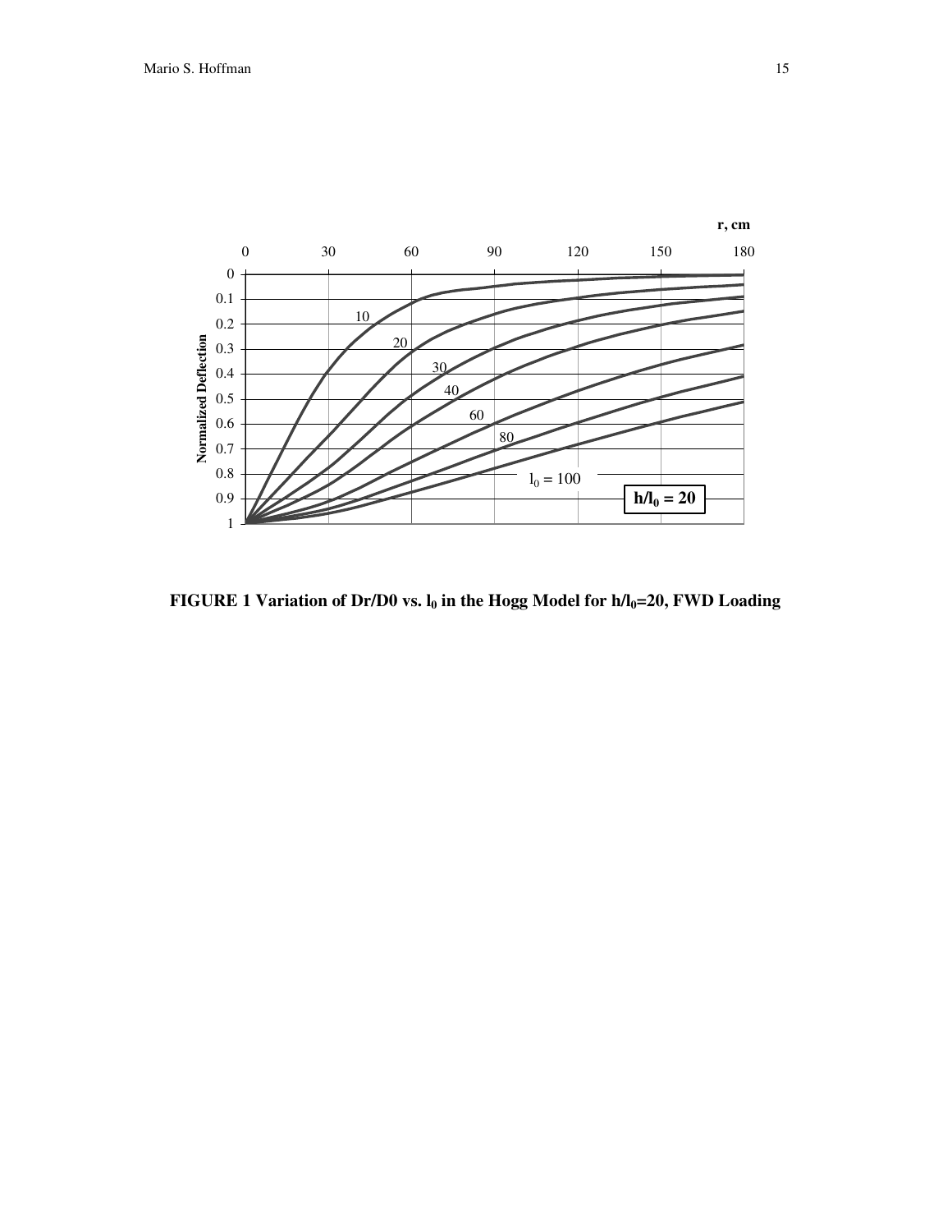**FIGURE 1 Variation of Dr/D0 vs. $l_0$ in the Hogg Model for $h/l_0$=20, FWD Loading**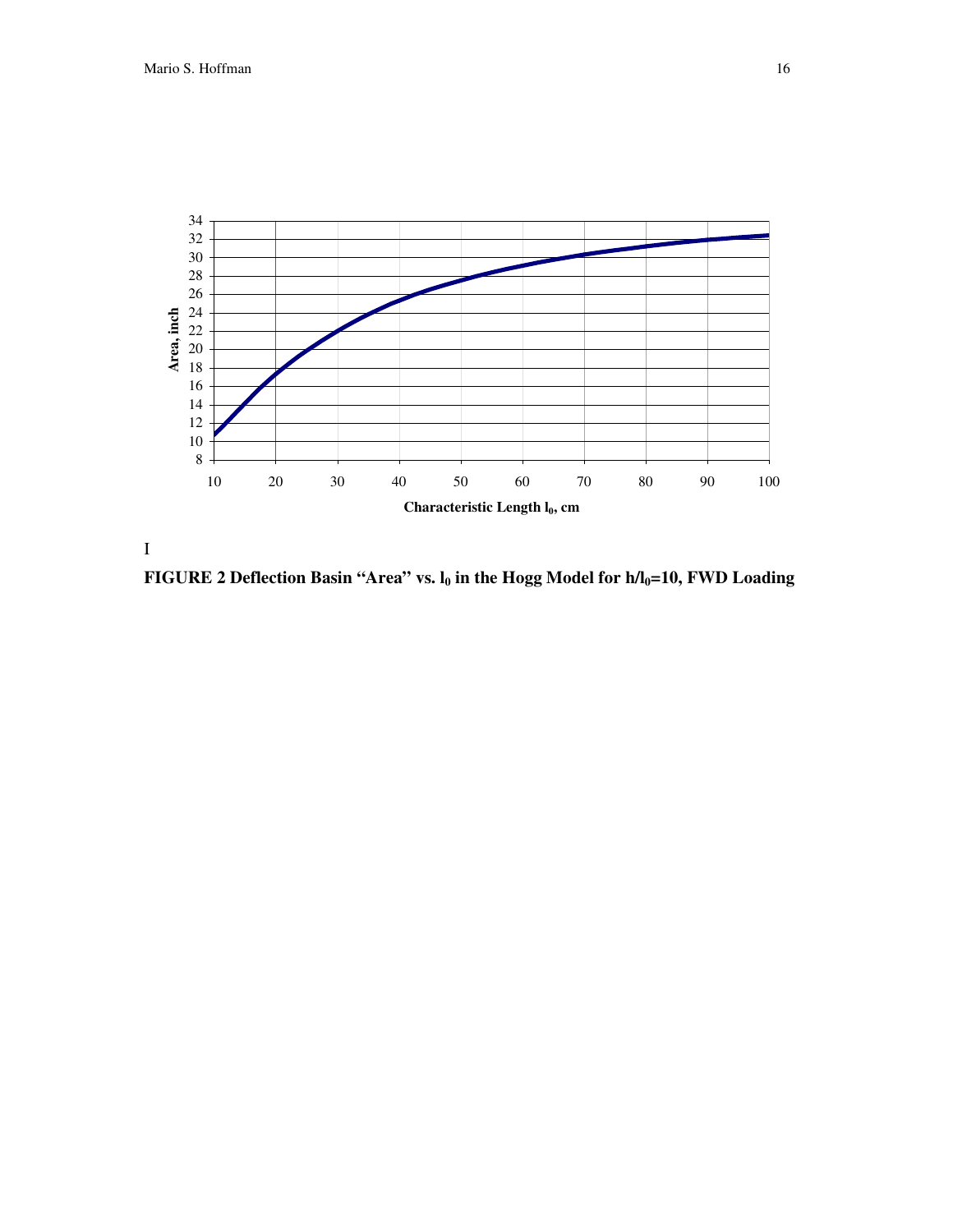I

**FIGURE 2 Deflection Basin "Area" vs. $l_0$ in the Hogg Model for $h/l_0$=10, FWD Loading**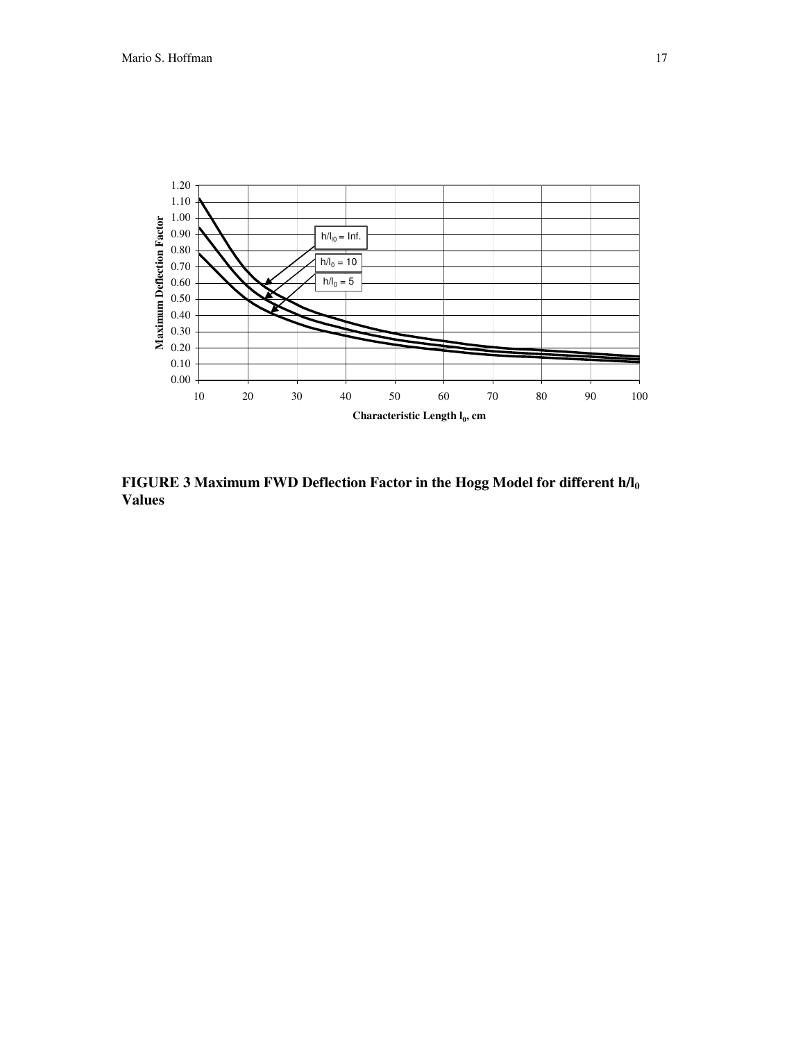**FIGURE 3 Maximum FWD Deflection Factor in the Hogg Model for different $h/l_0$ Values**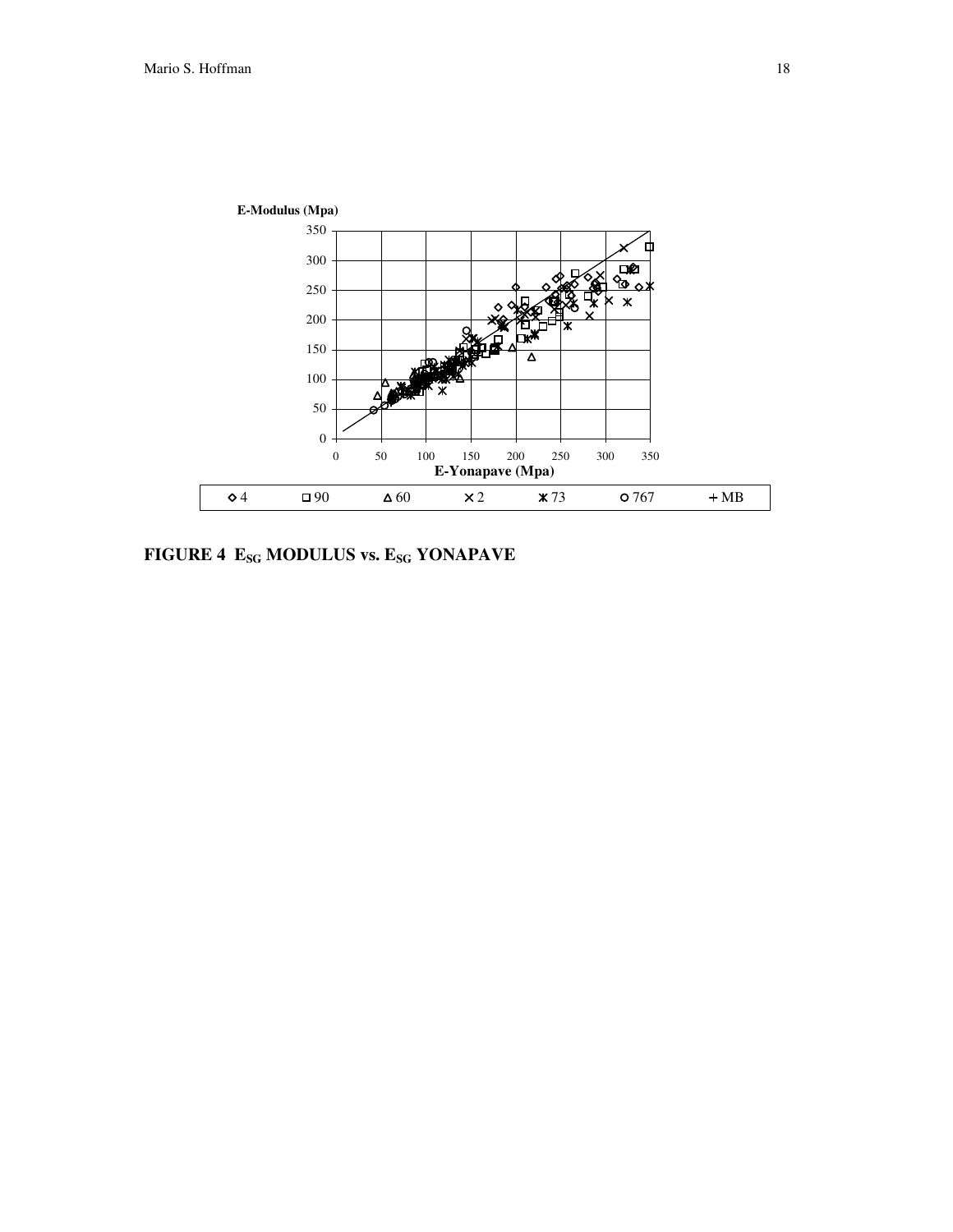**FIGURE 4 $E_{SG}$ MODULUS vs. $E_{SG}$ YONAPAVE**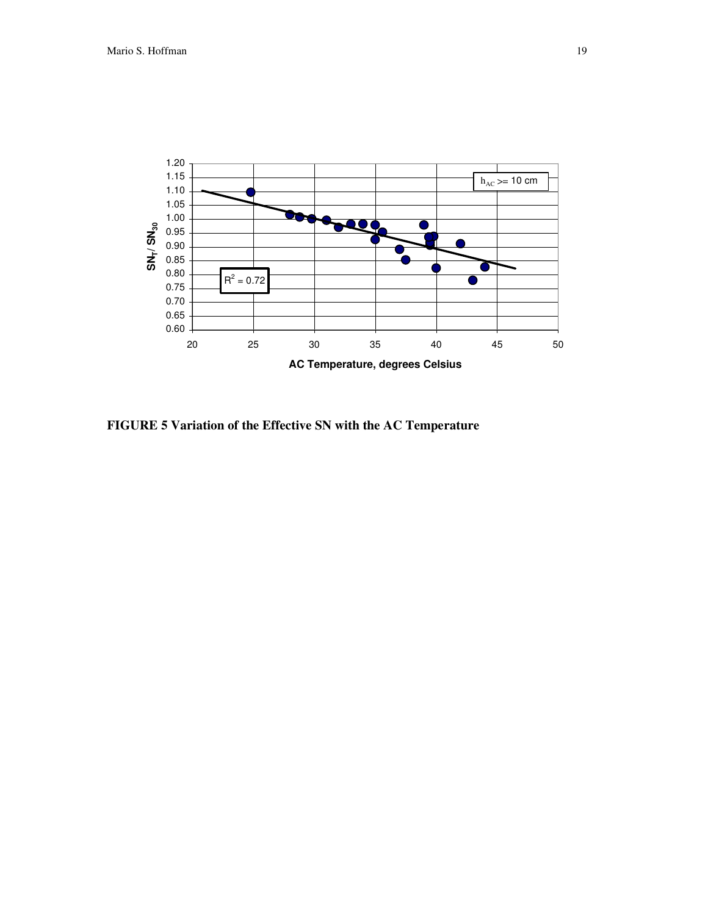**FIGURE 5 Variation of the Effective SN with the AC Temperature**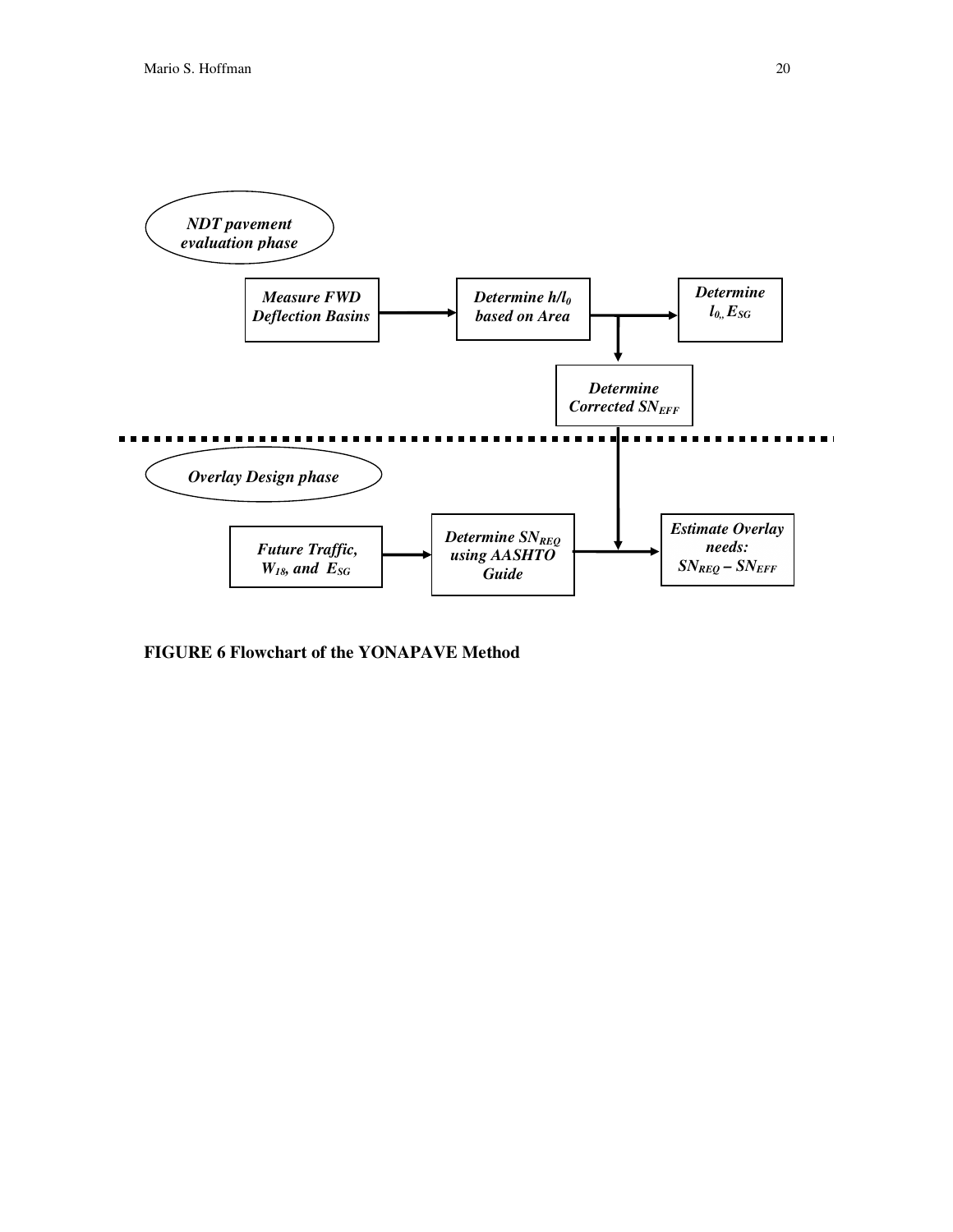NDT pavement evaluation phase

Measure FWD Deflection Basins

Determine $h/l_0$ based on Area

Determine $l_0$, $E_{SG}$

Determine Corrected $SN_{EFF}$

Overlay Design phase

Future Traffic, $W_{18}$, and $E_{SG}$

Determine $SN_{REQ}$ using AASHTO Guide

Estimate Overlay needs: $SN_{REQ} – SN_{EFF}$

**FIGURE 6 Flowchart of the YONAPAVE Method**